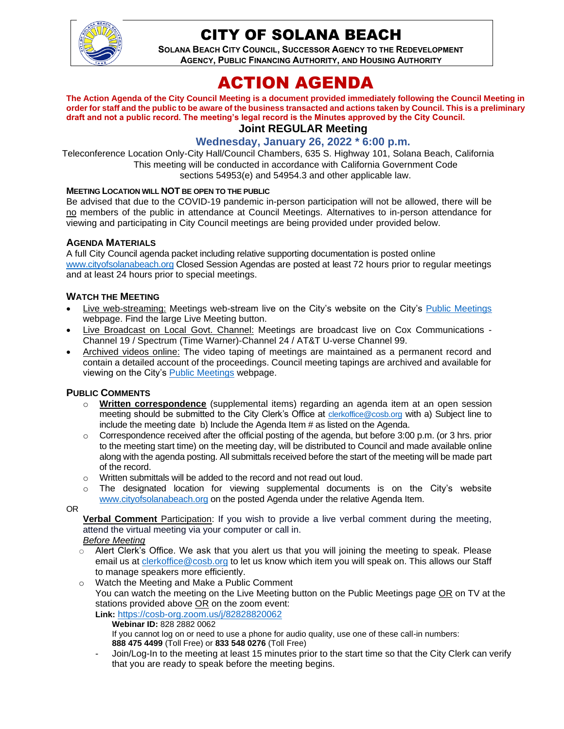# CITY OF SOLANA BEACH

**SOLANA BEACH CITY COUNCIL, SUCCESSOR AGENCY TO THE REDEVELOPMENT AGENCY, PUBLIC FINANCING AUTHORITY, AND HOUSING AUTHORITY**

# ACTION AGENDA

**The Action Agenda of the City Council Meeting is a document provided immediately following the Council Meeting in order for staff and the public to be aware of the business transacted and actions taken by Council. This is a preliminary draft and not a public record. The meeting's legal record is the Minutes approved by the City Council.**

## Joint REGULAR Meeting

### Wednesday, January 26, 2022 * 6:00 p.m.

Teleconference Location Only-City Hall/Council Chambers, 635 S. Highway 101, Solana Beach, California
This meeting will be conducted in accordance with California Government Code sections 54953(e) and 54954.3 and other applicable law.

**MEETING LOCATION WILL NOT BE OPEN TO THE PUBLIC**

Be advised that due to the COVID-19 pandemic in-person participation will not be allowed, there will be no members of the public in attendance at Council Meetings. Alternatives to in-person attendance for viewing and participating in City Council meetings are being provided under provided below.

**AGENDA MATERIALS**

A full City Council agenda packet including relative supporting documentation is posted online www.cityofsolanabeach.org Closed Session Agendas are posted at least 72 hours prior to regular meetings and at least 24 hours prior to special meetings.

**WATCH THE MEETING**

- Live web-streaming: Meetings web-stream live on the City's website on the City's Public Meetings webpage. Find the large Live Meeting button.
- Live Broadcast on Local Govt. Channel: Meetings are broadcast live on Cox Communications - Channel 19 / Spectrum (Time Warner)-Channel 24 / AT&T U-verse Channel 99.
- Archived videos online: The video taping of meetings are maintained as a permanent record and contain a detailed account of the proceedings. Council meeting tapings are archived and available for viewing on the City's Public Meetings webpage.

**PUBLIC COMMENTS**

- **Written correspondence** (supplemental items) regarding an agenda item at an open session meeting should be submitted to the City Clerk's Office at clerkoffice@cosb.org with a) Subject line to include the meeting date b) Include the Agenda Item # as listed on the Agenda.
- Correspondence received after the official posting of the agenda, but before 3:00 p.m. (or 3 hrs. prior to the meeting start time) on the meeting day, will be distributed to Council and made available online along with the agenda posting. All submittals received before the start of the meeting will be made part of the record.
- Written submittals will be added to the record and not read out loud.
- The designated location for viewing supplemental documents is on the City's website www.cityofsolanabeach.org on the posted Agenda under the relative Agenda Item.

OR

**Verbal Comment** Participation: If you wish to provide a live verbal comment during the meeting, attend the virtual meeting via your computer or call in.

*Before Meeting*

- Alert Clerk's Office. We ask that you alert us that you will joining the meeting to speak. Please email us at clerkoffice@cosb.org to let us know which item you will speak on. This allows our Staff to manage speakers more efficiently.
- Watch the Meeting and Make a Public Comment
  You can watch the meeting on the Live Meeting button on the Public Meetings page OR on TV at the stations provided above OR on the zoom event:
  **Link:** https://cosb-org.zoom.us/j/82828820062
  **Webinar ID:** 828 2882 0062
  If you cannot log on or need to use a phone for audio quality, use one of these call-in numbers:
  **888 475 4499** (Toll Free) or **833 548 0276** (Toll Free)
  - Join/Log-In to the meeting at least 15 minutes prior to the start time so that the City Clerk can verify that you are ready to speak before the meeting begins.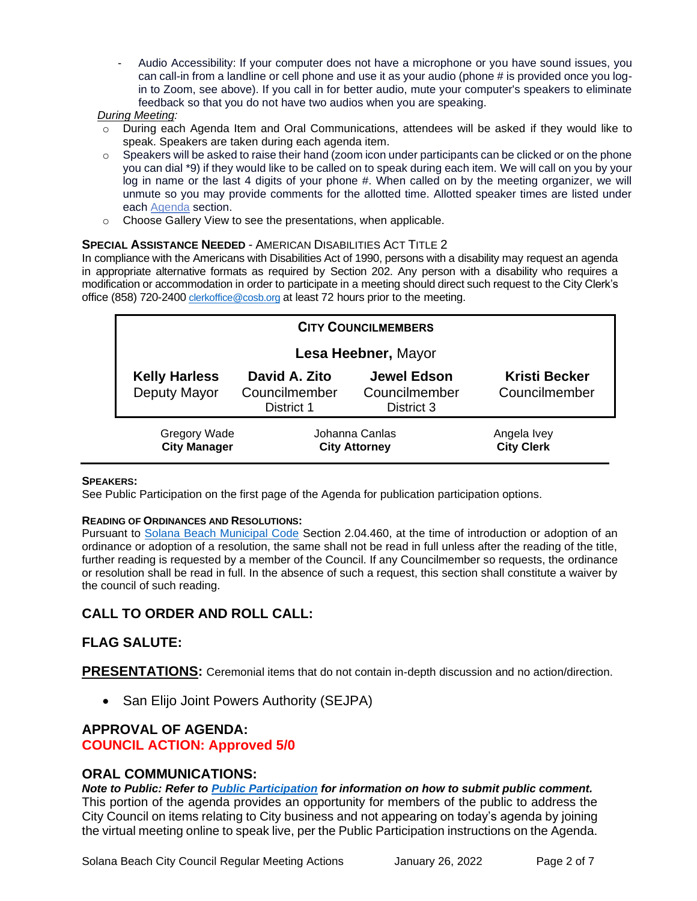- Audio Accessibility: If your computer does not have a microphone or you have sound issues, you can call-in from a landline or cell phone and use it as your audio (phone # is provided once you log-in to Zoom, see above). If you call in for better audio, mute your computer's speakers to eliminate feedback so that you do not have two audios when you are speaking.

*During Meeting:*

- During each Agenda Item and Oral Communications, attendees will be asked if they would like to speak. Speakers are taken during each agenda item.
- Speakers will be asked to raise their hand (zoom icon under participants can be clicked or on the phone you can dial *9) if they would like to be called on to speak during each item. We will call on you by your log in name or the last 4 digits of your phone #. When called on by the meeting organizer, we will unmute so you may provide comments for the allotted time. Allotted speaker times are listed under each Agenda section.
- Choose Gallery View to see the presentations, when applicable.

**SPECIAL ASSISTANCE NEEDED** - AMERICAN DISABILITIES ACT TITLE 2

In compliance with the Americans with Disabilities Act of 1990, persons with a disability may request an agenda in appropriate alternative formats as required by Section 202. Any person with a disability who requires a modification or accommodation in order to participate in a meeting should direct such request to the City Clerk's office (858) 720-2400 clerkoffice@cosb.org at least 72 hours prior to the meeting.

| **CITY COUNCILMEMBERS** | | | |
|---|---|---|---|
| | **Lesa Heebner,** Mayor | | |
| **Kelly Harless** Deputy Mayor | **David A. Zito** Councilmember District 1 | **Jewel Edson** Councilmember District 3 | **Kristi Becker** Councilmember |

| Gregory Wade **City Manager** | Johanna Canlas **City Attorney** | Angela Ivey **City Clerk** |
|---|---|---|

**SPEAKERS:**

See Public Participation on the first page of the Agenda for publication participation options.

**READING OF ORDINANCES AND RESOLUTIONS:**

Pursuant to Solana Beach Municipal Code Section 2.04.460, at the time of introduction or adoption of an ordinance or adoption of a resolution, the same shall not be read in full unless after the reading of the title, further reading is requested by a member of the Council. If any Councilmember so requests, the ordinance or resolution shall be read in full. In the absence of such a request, this section shall constitute a waiver by the council of such reading.

## CALL TO ORDER AND ROLL CALL:

## FLAG SALUTE:

**PRESENTATIONS:** Ceremonial items that do not contain in-depth discussion and no action/direction.

- San Elijo Joint Powers Authority (SEJPA)

## APPROVAL OF AGENDA:

**COUNCIL ACTION: Approved 5/0**

## ORAL COMMUNICATIONS:

***Note to Public: Refer to Public Participation for information on how to submit public comment.***

This portion of the agenda provides an opportunity for members of the public to address the City Council on items relating to City business and not appearing on today's agenda by joining the virtual meeting online to speak live, per the Public Participation instructions on the Agenda.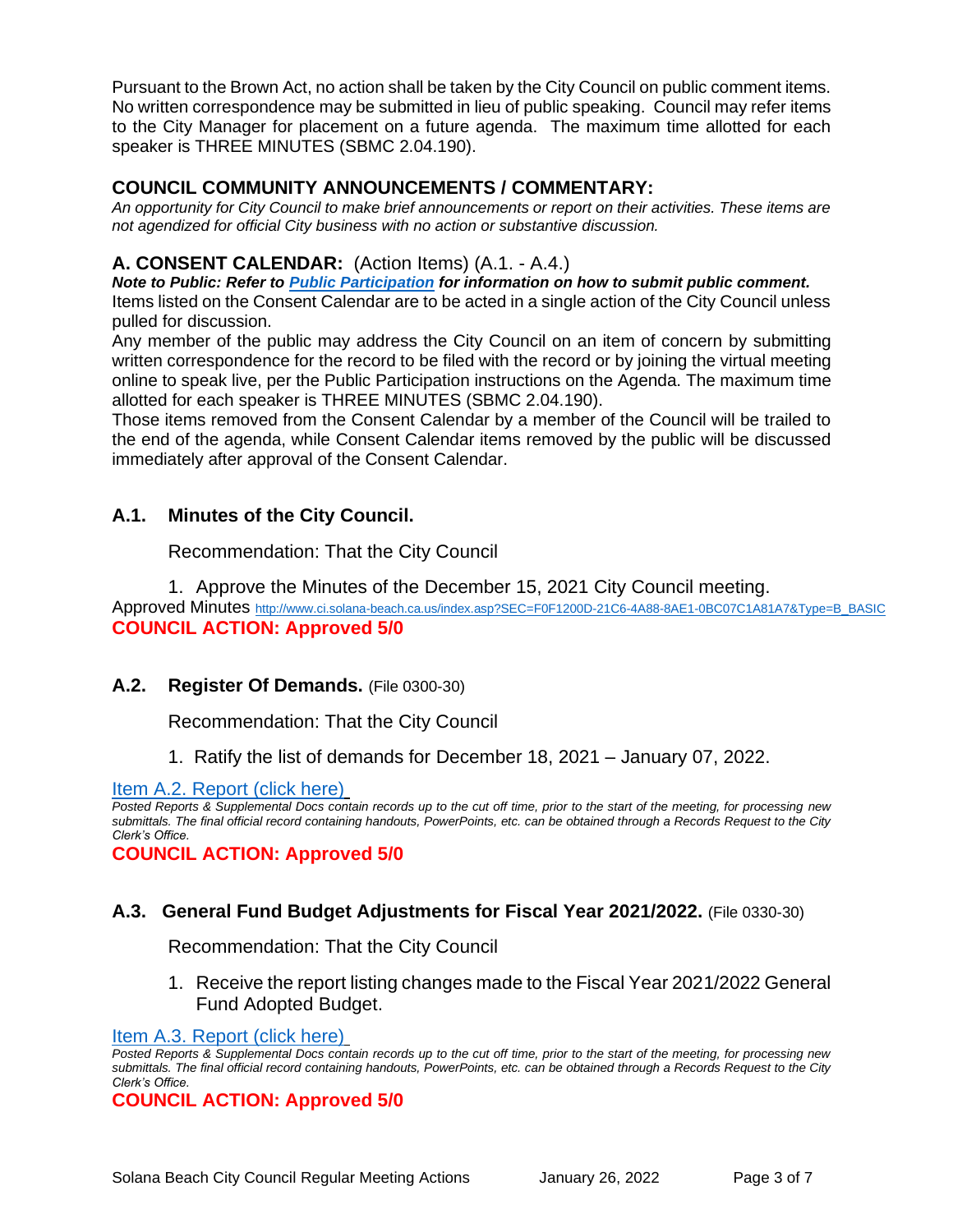Pursuant to the Brown Act, no action shall be taken by the City Council on public comment items. No written correspondence may be submitted in lieu of public speaking. Council may refer items to the City Manager for placement on a future agenda. The maximum time allotted for each speaker is THREE MINUTES (SBMC 2.04.190).

## COUNCIL COMMUNITY ANNOUNCEMENTS / COMMENTARY:

*An opportunity for City Council to make brief announcements or report on their activities. These items are not agendized for official City business with no action or substantive discussion.*

## A. CONSENT CALENDAR: (Action Items) (A.1. - A.4.)

***Note to Public: Refer to [Public Participation](#) for information on how to submit public comment.***

Items listed on the Consent Calendar are to be acted in a single action of the City Council unless pulled for discussion.

Any member of the public may address the City Council on an item of concern by submitting written correspondence for the record to be filed with the record or by joining the virtual meeting online to speak live, per the Public Participation instructions on the Agenda. The maximum time allotted for each speaker is THREE MINUTES (SBMC 2.04.190).

Those items removed from the Consent Calendar by a member of the Council will be trailed to the end of the agenda, while Consent Calendar items removed by the public will be discussed immediately after approval of the Consent Calendar.

### A.1. Minutes of the City Council.

Recommendation: That the City Council

1. Approve the Minutes of the December 15, 2021 City Council meeting.

Approved Minutes http://www.ci.solana-beach.ca.us/index.asp?SEC=F0F1200D-21C6-4A88-8AE1-0BC07C1A81A7&Type=B_BASIC

**COUNCIL ACTION: Approved 5/0**

### A.2. Register Of Demands. (File 0300-30)

Recommendation: That the City Council

1. Ratify the list of demands for December 18, 2021 – January 07, 2022.

[Item A.2. Report (click here)](#)

*Posted Reports & Supplemental Docs contain records up to the cut off time, prior to the start of the meeting, for processing new submittals. The final official record containing handouts, PowerPoints, etc. can be obtained through a Records Request to the City Clerk's Office.*

**COUNCIL ACTION: Approved 5/0**

### A.3. General Fund Budget Adjustments for Fiscal Year 2021/2022. (File 0330-30)

Recommendation: That the City Council

1. Receive the report listing changes made to the Fiscal Year 2021/2022 General Fund Adopted Budget.

[Item A.3. Report (click here)](#)

*Posted Reports & Supplemental Docs contain records up to the cut off time, prior to the start of the meeting, for processing new submittals. The final official record containing handouts, PowerPoints, etc. can be obtained through a Records Request to the City Clerk's Office.*

**COUNCIL ACTION: Approved 5/0**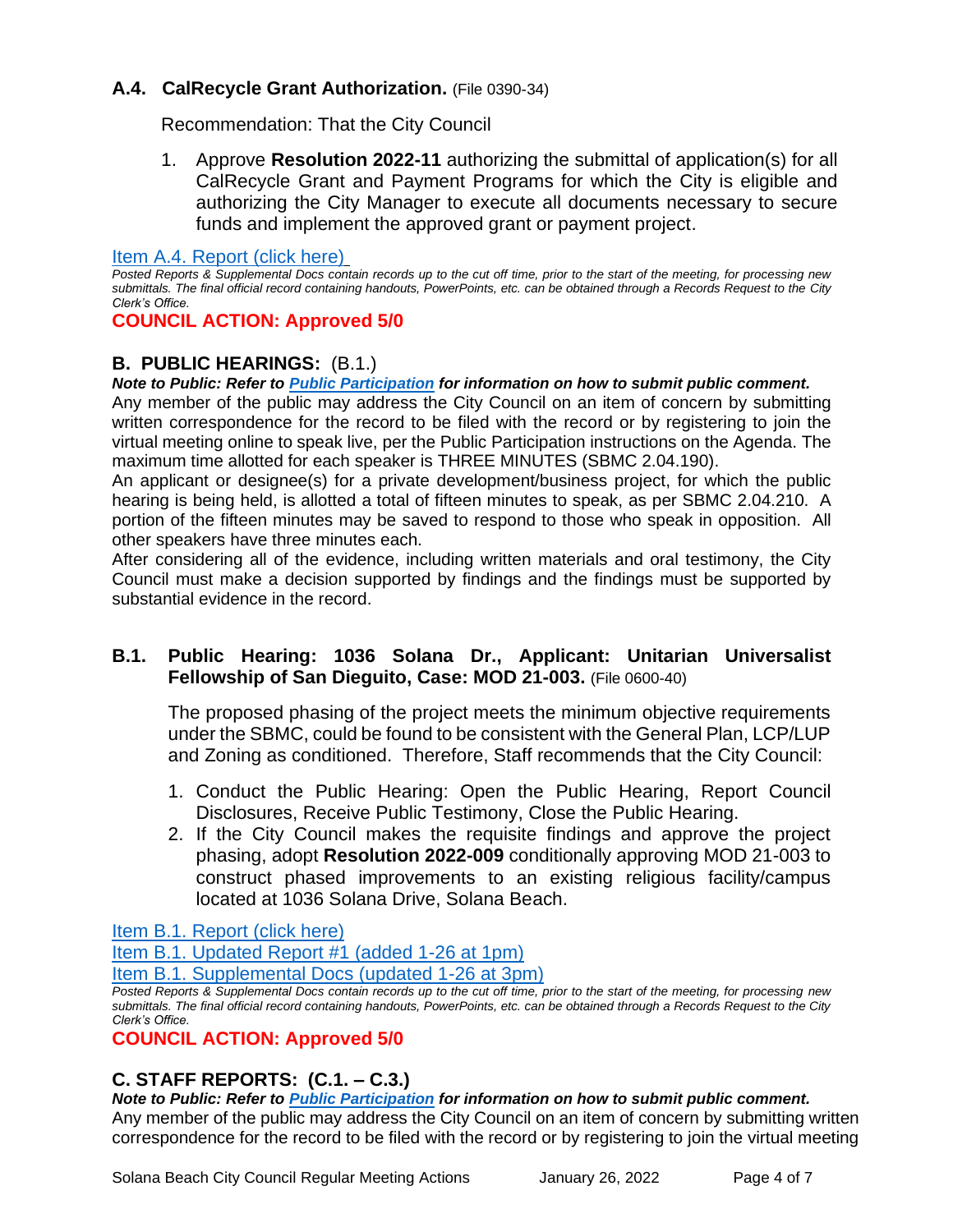### A.4. CalRecycle Grant Authorization. (File 0390-34)

Recommendation: That the City Council

1. Approve **Resolution 2022-11** authorizing the submittal of application(s) for all CalRecycle Grant and Payment Programs for which the City is eligible and authorizing the City Manager to execute all documents necessary to secure funds and implement the approved grant or payment project.

[Item A.4. Report (click here)]

*Posted Reports & Supplemental Docs contain records up to the cut off time, prior to the start of the meeting, for processing new submittals. The final official record containing handouts, PowerPoints, etc. can be obtained through a Records Request to the City Clerk's Office.*

**COUNCIL ACTION: Approved 5/0**

## B. PUBLIC HEARINGS: (B.1.)

***Note to Public: Refer to Public Participation for information on how to submit public comment.***

Any member of the public may address the City Council on an item of concern by submitting written correspondence for the record to be filed with the record or by registering to join the virtual meeting online to speak live, per the Public Participation instructions on the Agenda. The maximum time allotted for each speaker is THREE MINUTES (SBMC 2.04.190).

An applicant or designee(s) for a private development/business project, for which the public hearing is being held, is allotted a total of fifteen minutes to speak, as per SBMC 2.04.210. A portion of the fifteen minutes may be saved to respond to those who speak in opposition. All other speakers have three minutes each.

After considering all of the evidence, including written materials and oral testimony, the City Council must make a decision supported by findings and the findings must be supported by substantial evidence in the record.

### B.1. Public Hearing: 1036 Solana Dr., Applicant: Unitarian Universalist Fellowship of San Dieguito, Case: MOD 21-003. (File 0600-40)

The proposed phasing of the project meets the minimum objective requirements under the SBMC, could be found to be consistent with the General Plan, LCP/LUP and Zoning as conditioned. Therefore, Staff recommends that the City Council:

1. Conduct the Public Hearing: Open the Public Hearing, Report Council Disclosures, Receive Public Testimony, Close the Public Hearing.
2. If the City Council makes the requisite findings and approve the project phasing, adopt **Resolution 2022-009** conditionally approving MOD 21-003 to construct phased improvements to an existing religious facility/campus located at 1036 Solana Drive, Solana Beach.

[Item B.1. Report (click here)]
[Item B.1. Updated Report #1 (added 1-26 at 1pm)]
[Item B.1. Supplemental Docs (updated 1-26 at 3pm)]

*Posted Reports & Supplemental Docs contain records up to the cut off time, prior to the start of the meeting, for processing new submittals. The final official record containing handouts, PowerPoints, etc. can be obtained through a Records Request to the City Clerk's Office.*

**COUNCIL ACTION: Approved 5/0**

## C. STAFF REPORTS: (C.1. – C.3.)

***Note to Public: Refer to Public Participation for information on how to submit public comment.***

Any member of the public may address the City Council on an item of concern by submitting written correspondence for the record to be filed with the record or by registering to join the virtual meeting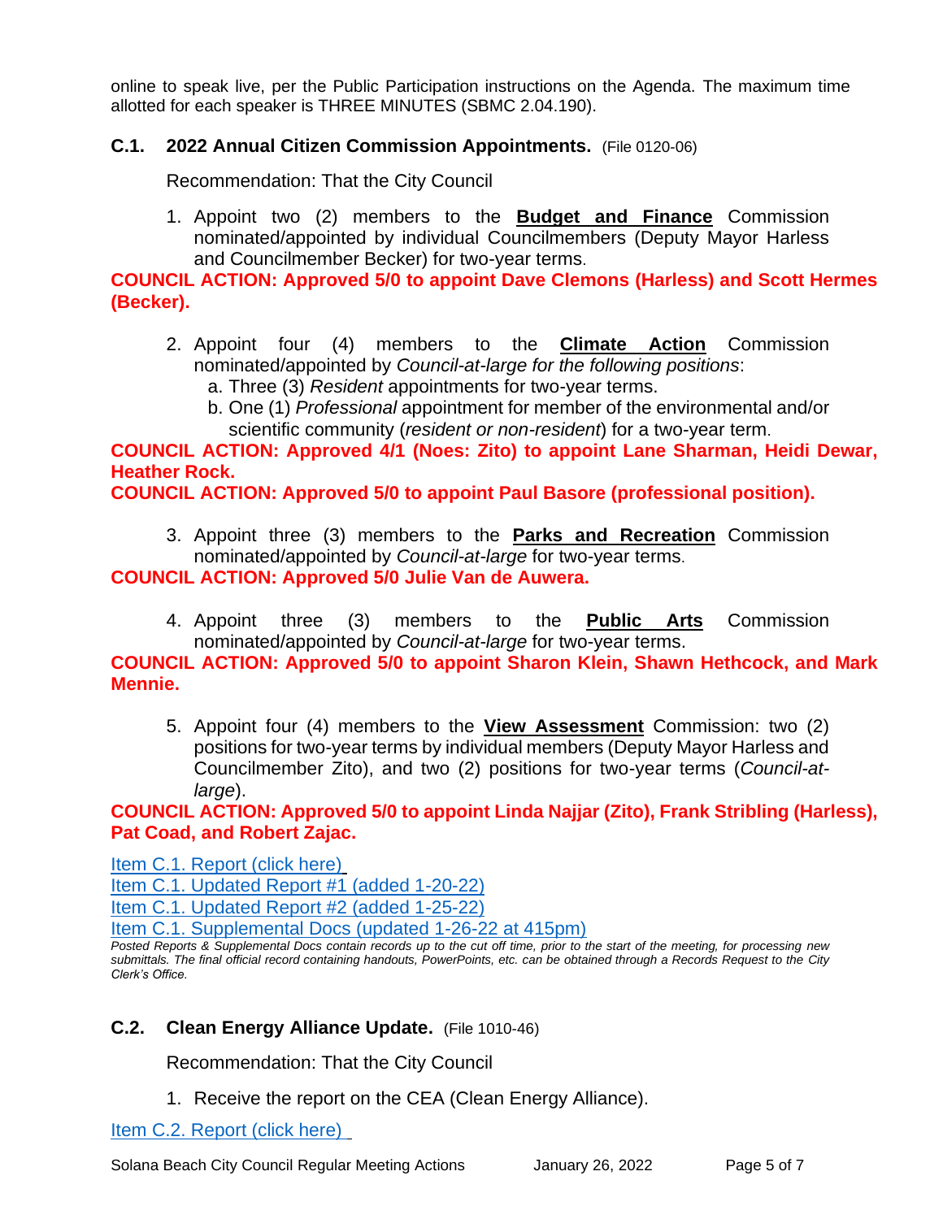online to speak live, per the Public Participation instructions on the Agenda. The maximum time allotted for each speaker is THREE MINUTES (SBMC 2.04.190).

### C.1. 2022 Annual Citizen Commission Appointments. (File 0120-06)

Recommendation: That the City Council

1. Appoint two (2) members to the **Budget and Finance** Commission nominated/appointed by individual Councilmembers (Deputy Mayor Harless and Councilmember Becker) for two-year terms.

**COUNCIL ACTION: Approved 5/0 to appoint Dave Clemons (Harless) and Scott Hermes (Becker).**

2. Appoint four (4) members to the **Climate Action** Commission nominated/appointed by *Council-at-large for the following positions*:
   a. Three (3) *Resident* appointments for two-year terms.
   b. One (1) *Professional* appointment for member of the environmental and/or scientific community (*resident or non-resident*) for a two-year term.

**COUNCIL ACTION: Approved 4/1 (Noes: Zito) to appoint Lane Sharman, Heidi Dewar, Heather Rock.**
**COUNCIL ACTION: Approved 5/0 to appoint Paul Basore (professional position).**

3. Appoint three (3) members to the **Parks and Recreation** Commission nominated/appointed by *Council-at-large* for two-year terms.

**COUNCIL ACTION: Approved 5/0 Julie Van de Auwera.**

4. Appoint three (3) members to the **Public Arts** Commission nominated/appointed by *Council-at-large* for two-year terms.

**COUNCIL ACTION: Approved 5/0 to appoint Sharon Klein, Shawn Hethcock, and Mark Mennie.**

5. Appoint four (4) members to the **View Assessment** Commission: two (2) positions for two-year terms by individual members (Deputy Mayor Harless and Councilmember Zito), and two (2) positions for two-year terms (*Council-at-large*).

**COUNCIL ACTION: Approved 5/0 to appoint Linda Najjar (Zito), Frank Stribling (Harless), Pat Coad, and Robert Zajac.**

Item C.1. Report (click here)
Item C.1. Updated Report #1 (added 1-20-22)
Item C.1. Updated Report #2 (added 1-25-22)
Item C.1. Supplemental Docs (updated 1-26-22 at 415pm)

*Posted Reports & Supplemental Docs contain records up to the cut off time, prior to the start of the meeting, for processing new submittals. The final official record containing handouts, PowerPoints, etc. can be obtained through a Records Request to the City Clerk's Office.*

### C.2. Clean Energy Alliance Update. (File 1010-46)

Recommendation: That the City Council

1. Receive the report on the CEA (Clean Energy Alliance).

Item C.2. Report (click here)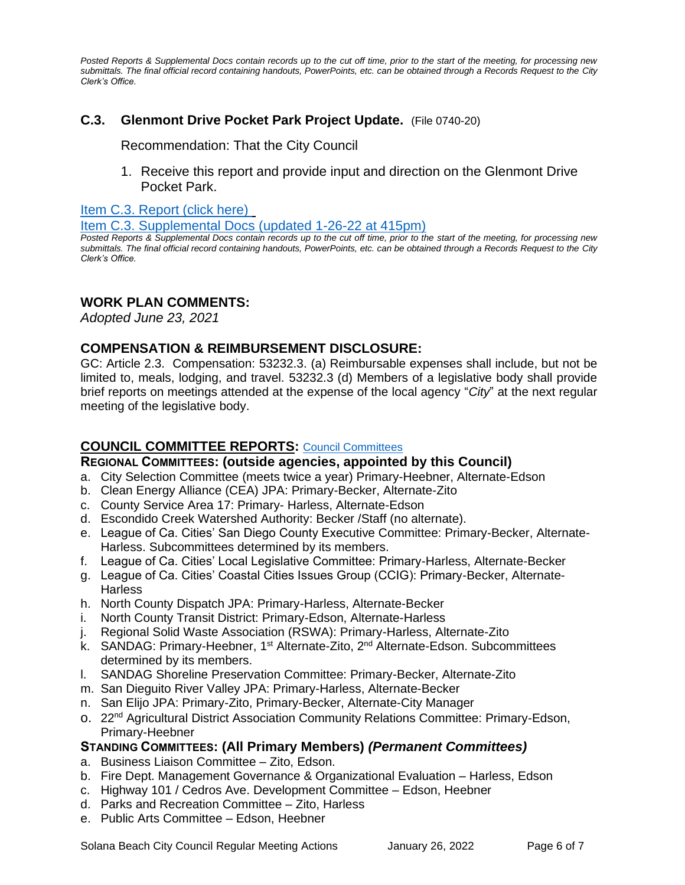*Posted Reports & Supplemental Docs contain records up to the cut off time, prior to the start of the meeting, for processing new submittals. The final official record containing handouts, PowerPoints, etc. can be obtained through a Records Request to the City Clerk's Office.*

## C.3. Glenmont Drive Pocket Park Project Update. (File 0740-20)

Recommendation: That the City Council

1. Receive this report and provide input and direction on the Glenmont Drive Pocket Park.

[Item C.3. Report (click here)]

[Item C.3. Supplemental Docs (updated 1-26-22 at 415pm)]

*Posted Reports & Supplemental Docs contain records up to the cut off time, prior to the start of the meeting, for processing new submittals. The final official record containing handouts, PowerPoints, etc. can be obtained through a Records Request to the City Clerk's Office.*

## WORK PLAN COMMENTS:

*Adopted June 23, 2021*

## COMPENSATION & REIMBURSEMENT DISCLOSURE:

GC: Article 2.3. Compensation: 53232.3. (a) Reimbursable expenses shall include, but not be limited to, meals, lodging, and travel. 53232.3 (d) Members of a legislative body shall provide brief reports on meetings attended at the expense of the local agency "*City*" at the next regular meeting of the legislative body.

## COUNCIL COMMITTEE REPORTS: [Council Committees]

### REGIONAL COMMITTEES: (outside agencies, appointed by this Council)

a. City Selection Committee (meets twice a year) Primary-Heebner, Alternate-Edson
b. Clean Energy Alliance (CEA) JPA: Primary-Becker, Alternate-Zito
c. County Service Area 17: Primary- Harless, Alternate-Edson
d. Escondido Creek Watershed Authority: Becker /Staff (no alternate).
e. League of Ca. Cities' San Diego County Executive Committee: Primary-Becker, Alternate-Harless. Subcommittees determined by its members.
f. League of Ca. Cities' Local Legislative Committee: Primary-Harless, Alternate-Becker
g. League of Ca. Cities' Coastal Cities Issues Group (CCIG): Primary-Becker, Alternate-Harless
h. North County Dispatch JPA: Primary-Harless, Alternate-Becker
i. North County Transit District: Primary-Edson, Alternate-Harless
j. Regional Solid Waste Association (RSWA): Primary-Harless, Alternate-Zito
k. SANDAG: Primary-Heebner, 1st Alternate-Zito, 2nd Alternate-Edson. Subcommittees determined by its members.
l. SANDAG Shoreline Preservation Committee: Primary-Becker, Alternate-Zito
m. San Dieguito River Valley JPA: Primary-Harless, Alternate-Becker
n. San Elijo JPA: Primary-Zito, Primary-Becker, Alternate-City Manager
o. 22nd Agricultural District Association Community Relations Committee: Primary-Edson, Primary-Heebner

### STANDING COMMITTEES: (All Primary Members) *(Permanent Committees)*

a. Business Liaison Committee – Zito, Edson.
b. Fire Dept. Management Governance & Organizational Evaluation – Harless, Edson
c. Highway 101 / Cedros Ave. Development Committee – Edson, Heebner
d. Parks and Recreation Committee – Zito, Harless
e. Public Arts Committee – Edson, Heebner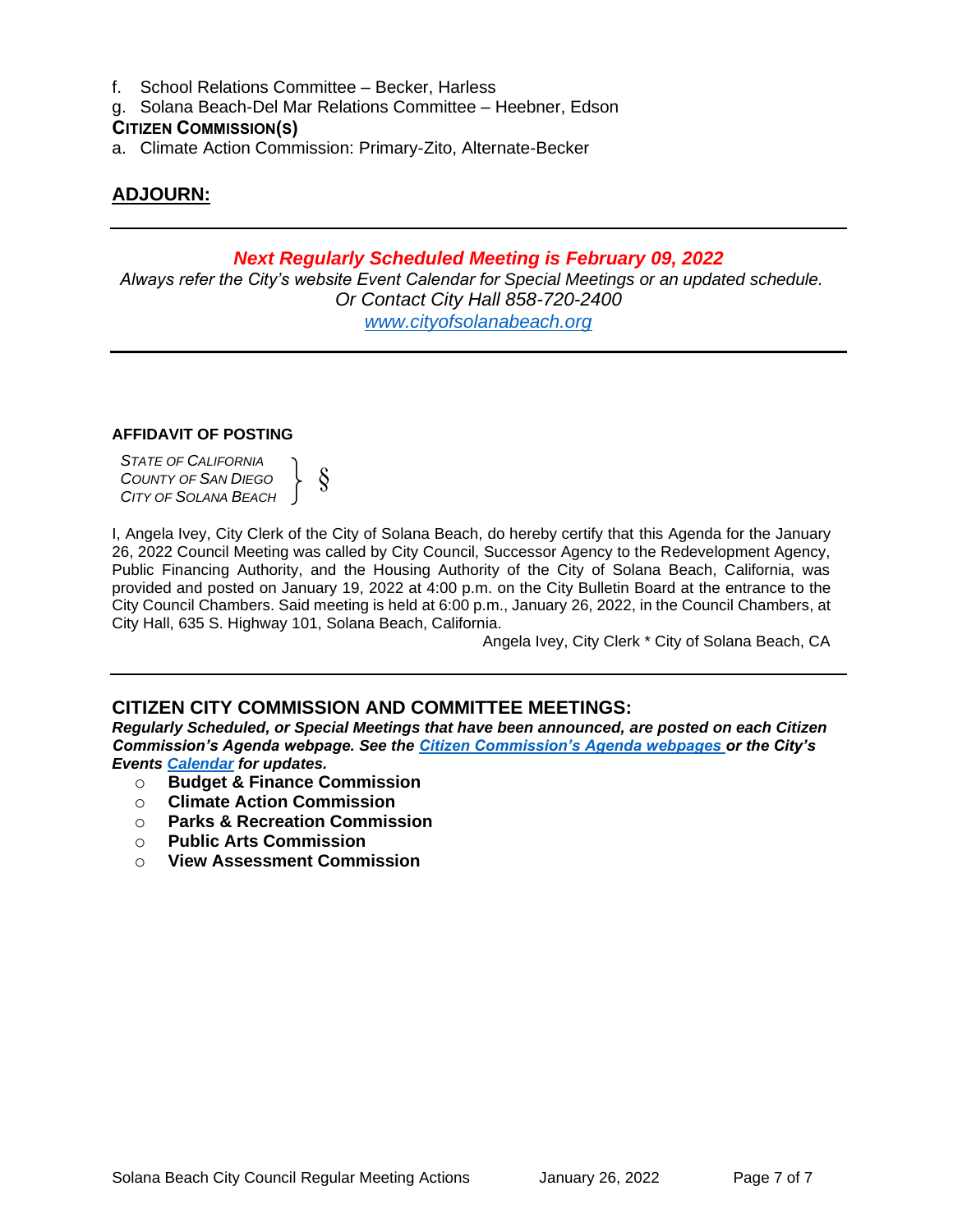f. School Relations Committee – Becker, Harless

g. Solana Beach-Del Mar Relations Committee – Heebner, Edson

**CITIZEN COMMISSION(S)**

a. Climate Action Commission: Primary-Zito, Alternate-Becker

## ADJOURN:

---

***Next Regularly Scheduled Meeting is February 09, 2022***

*Always refer the City's website Event Calendar for Special Meetings or an updated schedule.*
*Or Contact City Hall 858-720-2400*
*www.cityofsolanabeach.org*

---

**AFFIDAVIT OF POSTING**

*STATE OF CALIFORNIA*
*COUNTY OF SAN DIEGO* §
*CITY OF SOLANA BEACH*

I, Angela Ivey, City Clerk of the City of Solana Beach, do hereby certify that this Agenda for the January 26, 2022 Council Meeting was called by City Council, Successor Agency to the Redevelopment Agency, Public Financing Authority, and the Housing Authority of the City of Solana Beach, California, was provided and posted on January 19, 2022 at 4:00 p.m. on the City Bulletin Board at the entrance to the City Council Chambers. Said meeting is held at 6:00 p.m., January 26, 2022, in the Council Chambers, at City Hall, 635 S. Highway 101, Solana Beach, California.

Angela Ivey, City Clerk * City of Solana Beach, CA

---

## CITIZEN CITY COMMISSION AND COMMITTEE MEETINGS:

***Regularly Scheduled, or Special Meetings that have been announced, are posted on each Citizen Commission's Agenda webpage. See the Citizen Commission's Agenda webpages or the City's Events Calendar for updates.***

- **Budget & Finance Commission**
- **Climate Action Commission**
- **Parks & Recreation Commission**
- **Public Arts Commission**
- **View Assessment Commission**